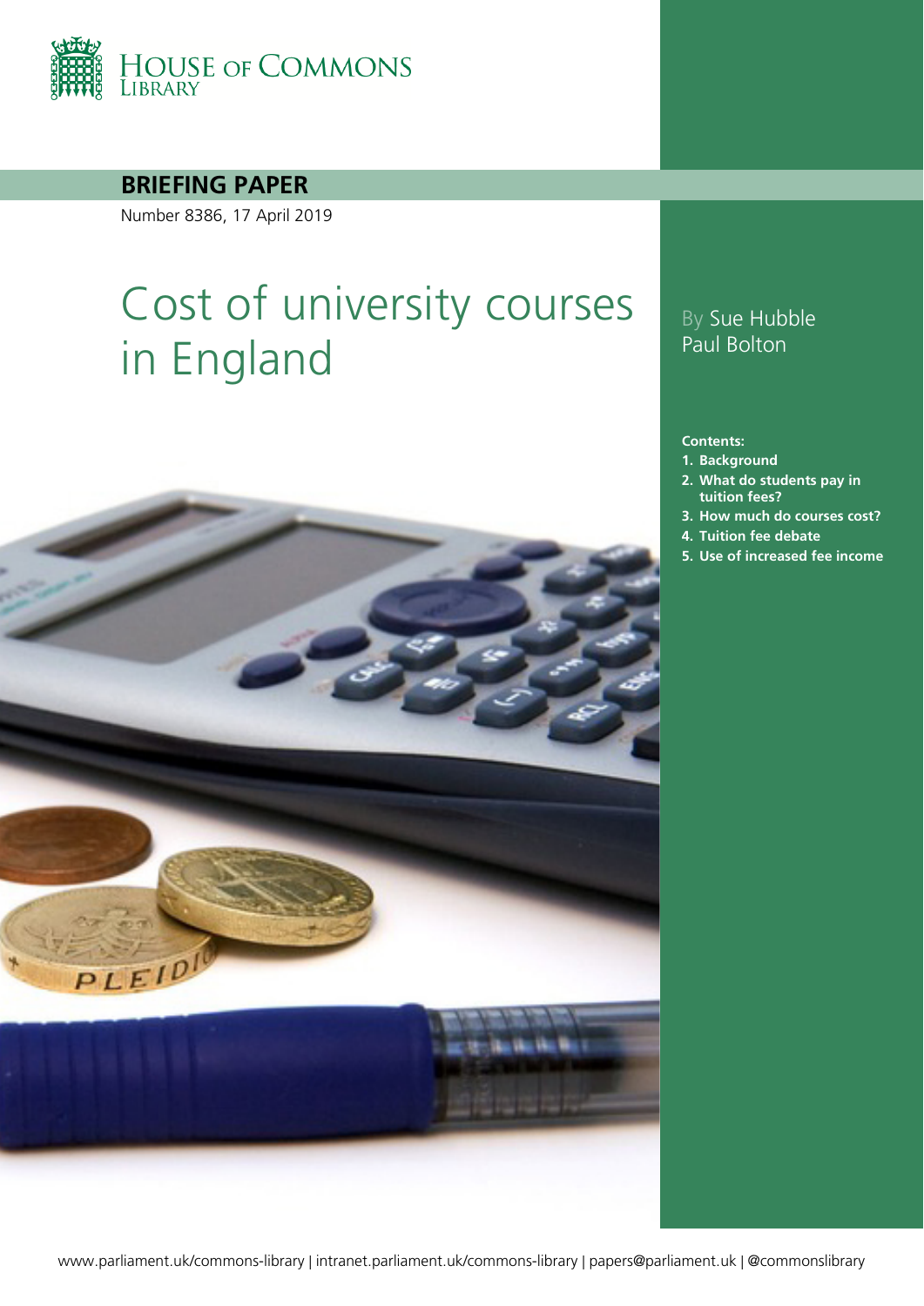HOUSE OF COMMONS LIBRARY

**BRIEFING PAPER**

Number 8386, 17 April 2019

# Cost of university courses in England

By Sue Hubble
Paul Bolton

**Contents:**

1. **Background**
2. **What do students pay in tuition fees?**
3. **How much do courses cost?**
4. **Tuition fee debate**
5. **Use of increased fee income**

www.parliament.uk/commons-library | intranet.parliament.uk/commons-library | papers@parliament.uk | @commonslibrary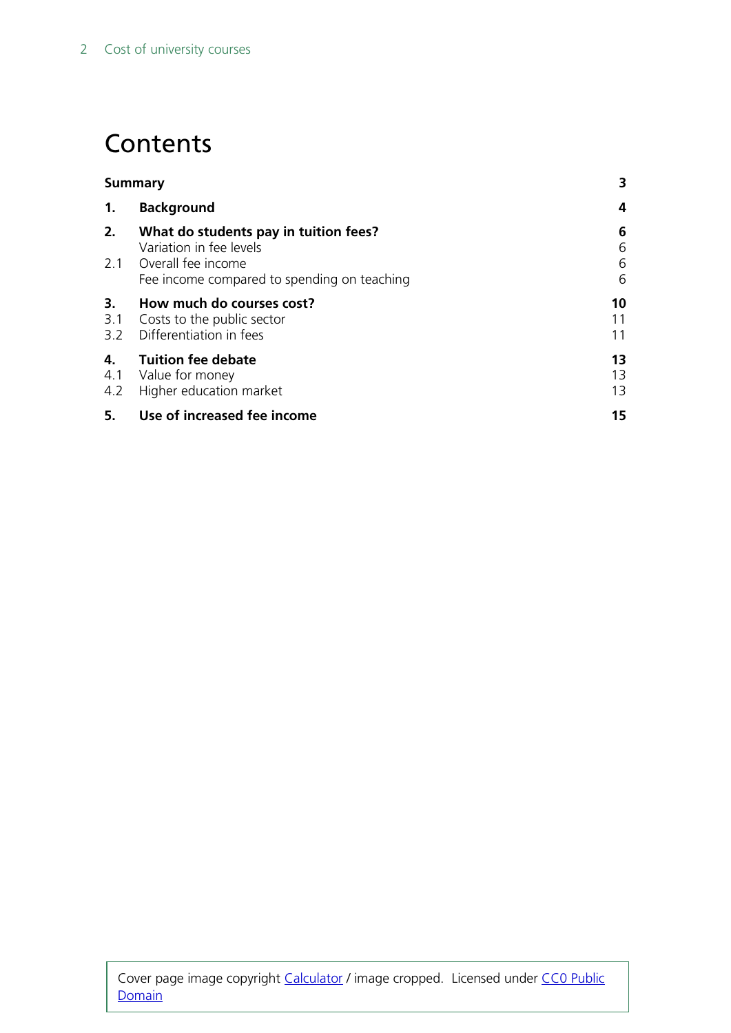# Contents

| | | |
|---|---|---|
| **Summary** | | **3** |
| **1.** | **Background** | **4** |
| **2.** | **What do students pay in tuition fees?** | **6** |
| | Variation in fee levels | 6 |
| 2.1 | Overall fee income | 6 |
| | Fee income compared to spending on teaching | 6 |
| **3.** | **How much do courses cost?** | **10** |
| 3.1 | Costs to the public sector | 11 |
| 3.2 | Differentiation in fees | 11 |
| **4.** | **Tuition fee debate** | **13** |
| 4.1 | Value for money | 13 |
| 4.2 | Higher education market | 13 |
| **5.** | **Use of increased fee income** | **15** |

Cover page image copyright [Calculator](#) / image cropped. Licensed under [CC0 Public Domain](#)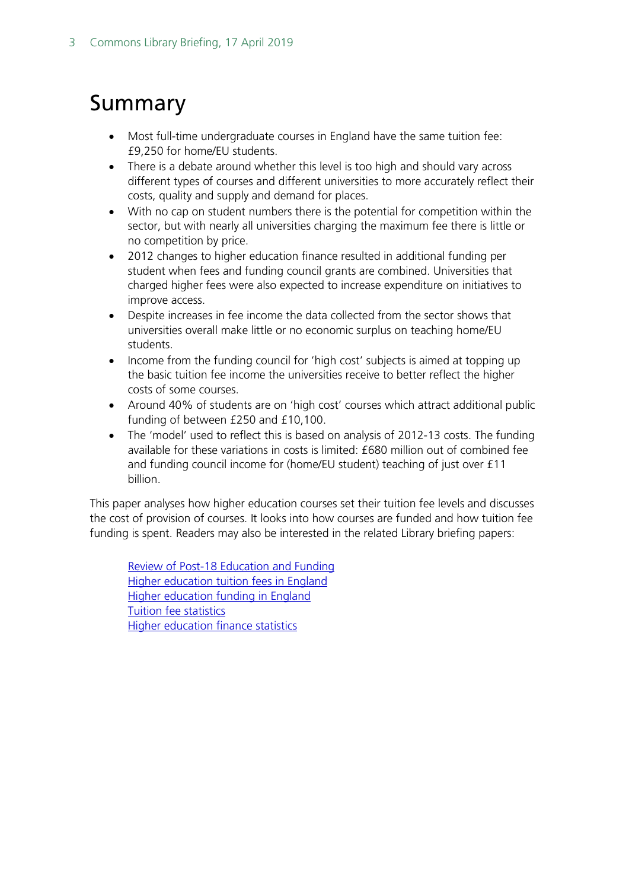# Summary

- Most full-time undergraduate courses in England have the same tuition fee: £9,250 for home/EU students.
- There is a debate around whether this level is too high and should vary across different types of courses and different universities to more accurately reflect their costs, quality and supply and demand for places.
- With no cap on student numbers there is the potential for competition within the sector, but with nearly all universities charging the maximum fee there is little or no competition by price.
- 2012 changes to higher education finance resulted in additional funding per student when fees and funding council grants are combined. Universities that charged higher fees were also expected to increase expenditure on initiatives to improve access.
- Despite increases in fee income the data collected from the sector shows that universities overall make little or no economic surplus on teaching home/EU students.
- Income from the funding council for 'high cost' subjects is aimed at topping up the basic tuition fee income the universities receive to better reflect the higher costs of some courses.
- Around 40% of students are on 'high cost' courses which attract additional public funding of between £250 and £10,100.
- The 'model' used to reflect this is based on analysis of 2012-13 costs. The funding available for these variations in costs is limited: £680 million out of combined fee and funding council income for (home/EU student) teaching of just over £11 billion.

This paper analyses how higher education courses set their tuition fee levels and discusses the cost of provision of courses. It looks into how courses are funded and how tuition fee funding is spent. Readers may also be interested in the related Library briefing papers:

Review of Post-18 Education and Funding
Higher education tuition fees in England
Higher education funding in England
Tuition fee statistics
Higher education finance statistics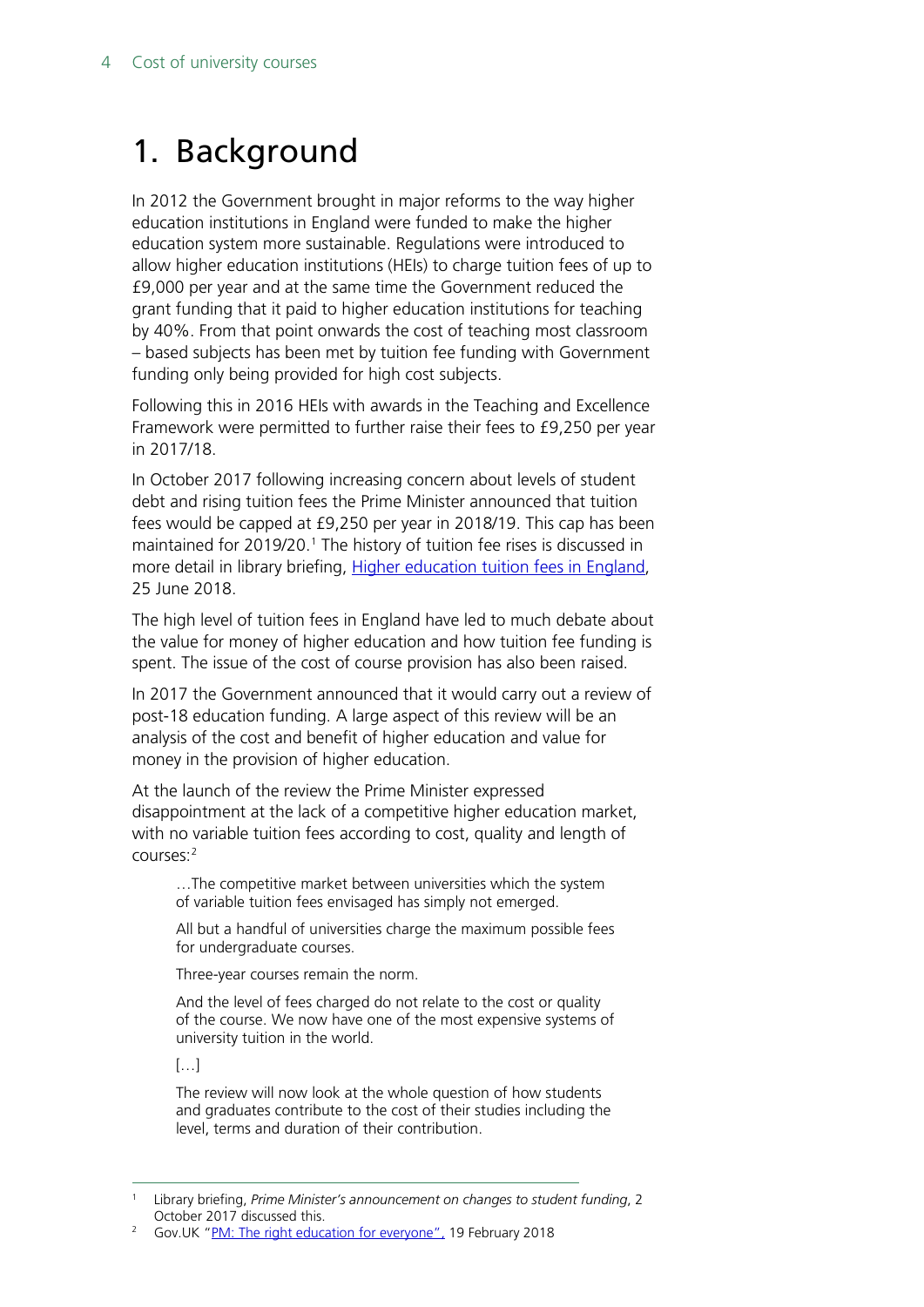# 1. Background

In 2012 the Government brought in major reforms to the way higher education institutions in England were funded to make the higher education system more sustainable. Regulations were introduced to allow higher education institutions (HEIs) to charge tuition fees of up to £9,000 per year and at the same time the Government reduced the grant funding that it paid to higher education institutions for teaching by 40%. From that point onwards the cost of teaching most classroom – based subjects has been met by tuition fee funding with Government funding only being provided for high cost subjects.

Following this in 2016 HEIs with awards in the Teaching and Excellence Framework were permitted to further raise their fees to £9,250 per year in 2017/18.

In October 2017 following increasing concern about levels of student debt and rising tuition fees the Prime Minister announced that tuition fees would be capped at £9,250 per year in 2018/19. This cap has been maintained for 2019/20.[1] The history of tuition fee rises is discussed in more detail in library briefing, [Higher education tuition fees in England](), 25 June 2018.

The high level of tuition fees in England have led to much debate about the value for money of higher education and how tuition fee funding is spent. The issue of the cost of course provision has also been raised.

In 2017 the Government announced that it would carry out a review of post-18 education funding. A large aspect of this review will be an analysis of the cost and benefit of higher education and value for money in the provision of higher education.

At the launch of the review the Prime Minister expressed disappointment at the lack of a competitive higher education market, with no variable tuition fees according to cost, quality and length of courses:[2]

> …The competitive market between universities which the system of variable tuition fees envisaged has simply not emerged.
>
> All but a handful of universities charge the maximum possible fees for undergraduate courses.
>
> Three-year courses remain the norm.
>
> And the level of fees charged do not relate to the cost or quality of the course. We now have one of the most expensive systems of university tuition in the world.
>
> […]
>
> The review will now look at the whole question of how students and graduates contribute to the cost of their studies including the level, terms and duration of their contribution.

---

[1] Library briefing, *Prime Minister's announcement on changes to student funding*, 2 October 2017 discussed this.

[2] Gov.UK "[PM: The right education for everyone"](), 19 February 2018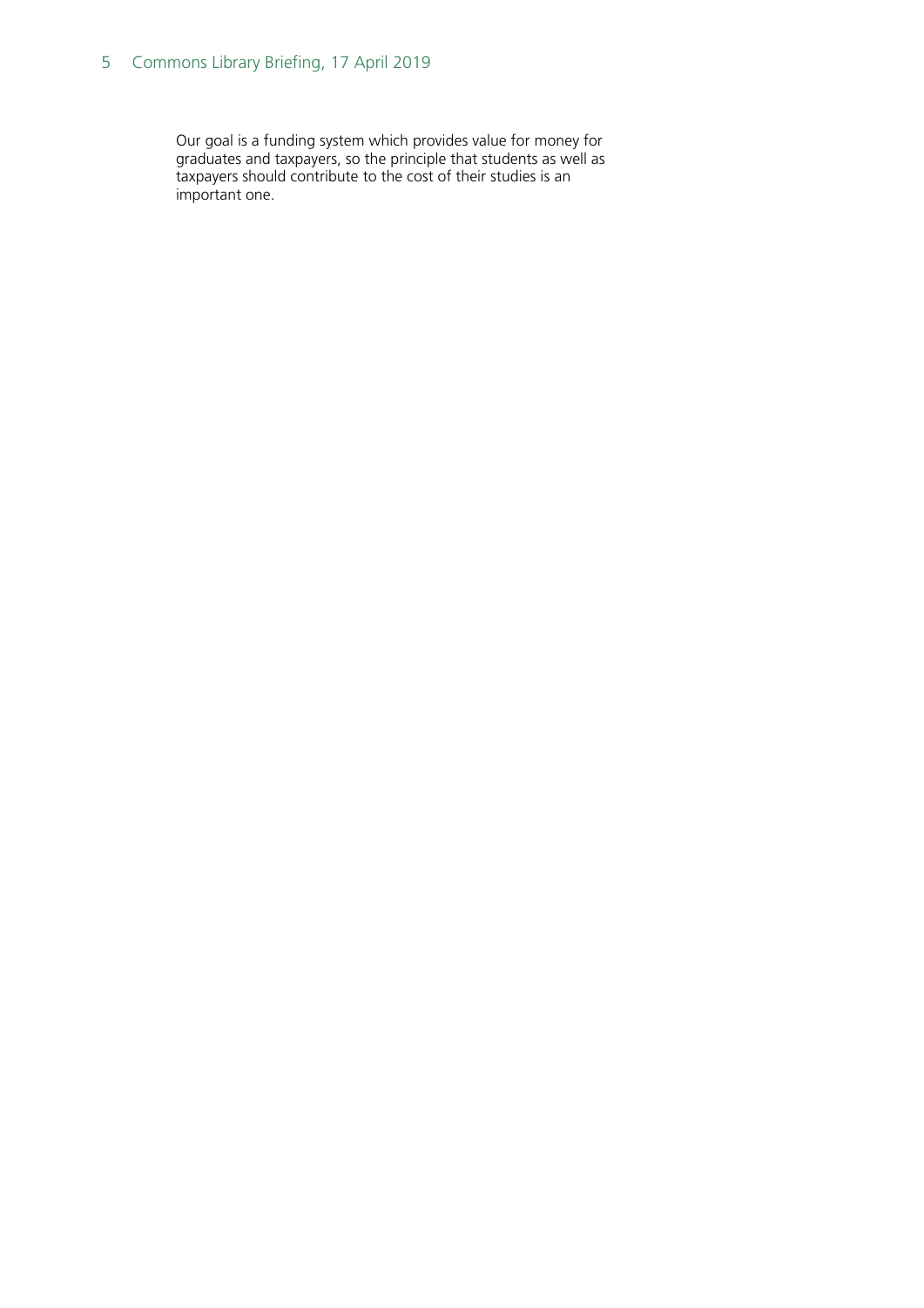Our goal is a funding system which provides value for money for graduates and taxpayers, so the principle that students as well as taxpayers should contribute to the cost of their studies is an important one.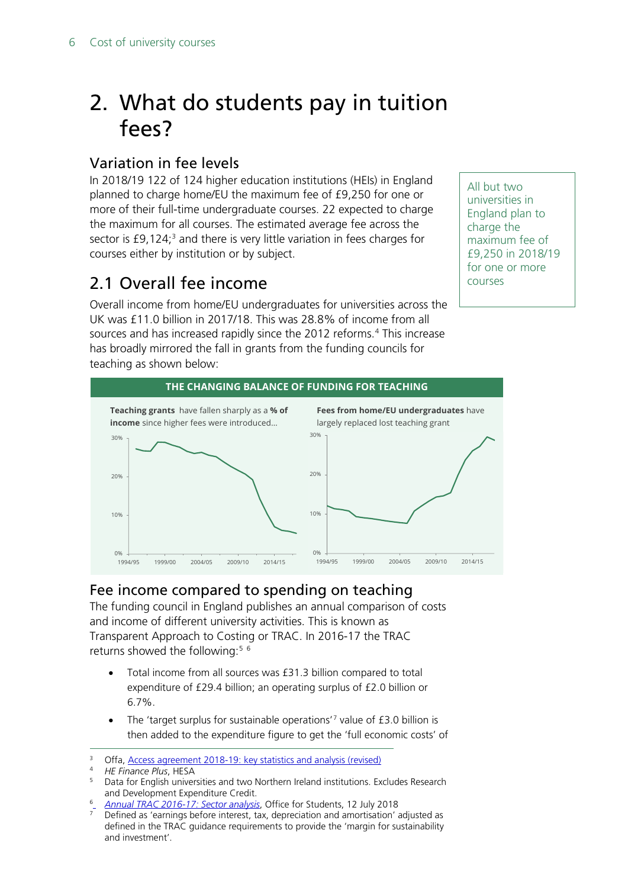# 2. What do students pay in tuition fees?

## Variation in fee levels

In 2018/19 122 of 124 higher education institutions (HEIs) in England planned to charge home/EU the maximum fee of £9,250 for one or more of their full-time undergraduate courses. 22 expected to charge the maximum for all courses. The estimated average fee across the sector is £9,124;[3] and there is very little variation in fees charges for courses either by institution or by subject.

All but two universities in England plan to charge the maximum fee of £9,250 in 2018/19 for one or more courses

## 2.1 Overall fee income

Overall income from home/EU undergraduates for universities across the UK was £11.0 billion in 2017/18. This was 28.8% of income from all sources and has increased rapidly since the 2012 reforms.[4] This increase has broadly mirrored the fall in grants from the funding councils for teaching as shown below:

**THE CHANGING BALANCE OF FUNDING FOR TEACHING**

**Teaching grants** have fallen sharply as a **% of income** since higher fees were introduced...

**Fees from home/EU undergraduates** have largely replaced lost teaching grant

### Fee income compared to spending on teaching

The funding council in England publishes an annual comparison of costs and income of different university activities. This is known as Transparent Approach to Costing or TRAC. In 2016-17 the TRAC returns showed the following:[5] [6]

- Total income from all sources was £31.3 billion compared to total expenditure of £29.4 billion; an operating surplus of £2.0 billion or 6.7%.
- The 'target surplus for sustainable operations'[7] value of £3.0 billion is then added to the expenditure figure to get the 'full economic costs' of

---

[3] Offa, Access agreement 2018-19: key statistics and analysis (revised)

[4] *HE Finance Plus*, HESA

[5] Data for English universities and two Northern Ireland institutions. Excludes Research and Development Expenditure Credit.

[6] *Annual TRAC 2016-17: Sector analysis*, Office for Students, 12 July 2018

[7] Defined as 'earnings before interest, tax, depreciation and amortisation' adjusted as defined in the TRAC guidance requirements to provide the 'margin for sustainability and investment'.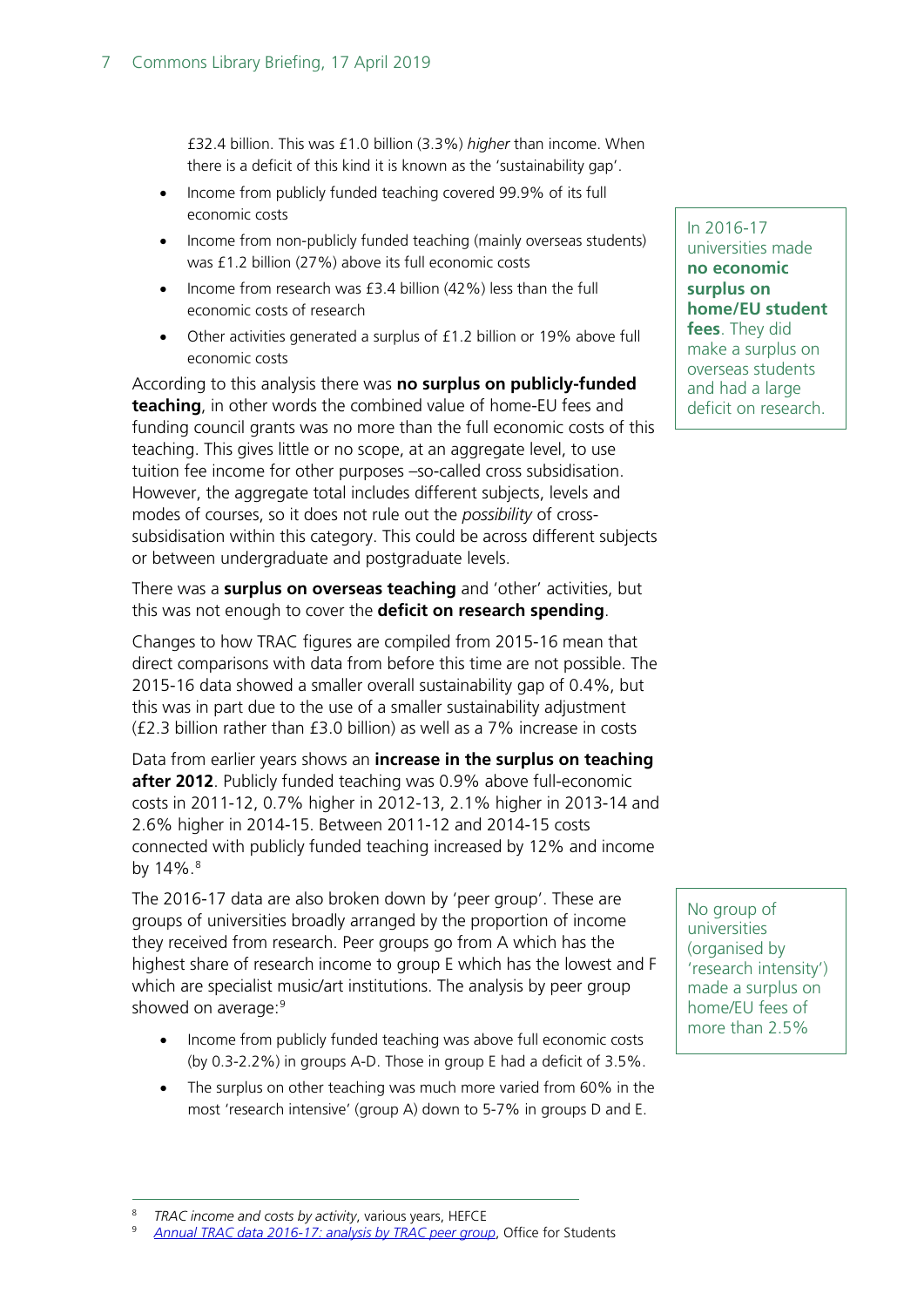£32.4 billion. This was £1.0 billion (3.3%) *higher* than income. When there is a deficit of this kind it is known as the 'sustainability gap'.

- Income from publicly funded teaching covered 99.9% of its full economic costs
- Income from non-publicly funded teaching (mainly overseas students) was £1.2 billion (27%) above its full economic costs
- Income from research was £3.4 billion (42%) less than the full economic costs of research
- Other activities generated a surplus of £1.2 billion or 19% above full economic costs

In 2016-17 universities made **no economic surplus on home/EU student fees**. They did make a surplus on overseas students and had a large deficit on research.

According to this analysis there was **no surplus on publicly-funded teaching**, in other words the combined value of home-EU fees and funding council grants was no more than the full economic costs of this teaching. This gives little or no scope, at an aggregate level, to use tuition fee income for other purposes –so-called cross subsidisation. However, the aggregate total includes different subjects, levels and modes of courses, so it does not rule out the *possibility* of cross-subsidisation within this category. This could be across different subjects or between undergraduate and postgraduate levels.

There was a **surplus on overseas teaching** and 'other' activities, but this was not enough to cover the **deficit on research spending**.

Changes to how TRAC figures are compiled from 2015-16 mean that direct comparisons with data from before this time are not possible. The 2015-16 data showed a smaller overall sustainability gap of 0.4%, but this was in part due to the use of a smaller sustainability adjustment (£2.3 billion rather than £3.0 billion) as well as a 7% increase in costs

Data from earlier years shows an **increase in the surplus on teaching after 2012**. Publicly funded teaching was 0.9% above full-economic costs in 2011-12, 0.7% higher in 2012-13, 2.1% higher in 2013-14 and 2.6% higher in 2014-15. Between 2011-12 and 2014-15 costs connected with publicly funded teaching increased by 12% and income by 14%.[8]

No group of universities (organised by 'research intensity') made a surplus on home/EU fees of more than 2.5%

The 2016-17 data are also broken down by 'peer group'. These are groups of universities broadly arranged by the proportion of income they received from research. Peer groups go from A which has the highest share of research income to group E which has the lowest and F which are specialist music/art institutions. The analysis by peer group showed on average:[9]

- Income from publicly funded teaching was above full economic costs (by 0.3-2.2%) in groups A-D. Those in group E had a deficit of 3.5%.
- The surplus on other teaching was much more varied from 60% in the most 'research intensive' (group A) down to 5-7% in groups D and E.

---

[8] *TRAC income and costs by activity*, various years, HEFCE

[9] *Annual TRAC data 2016-17: analysis by TRAC peer group*, Office for Students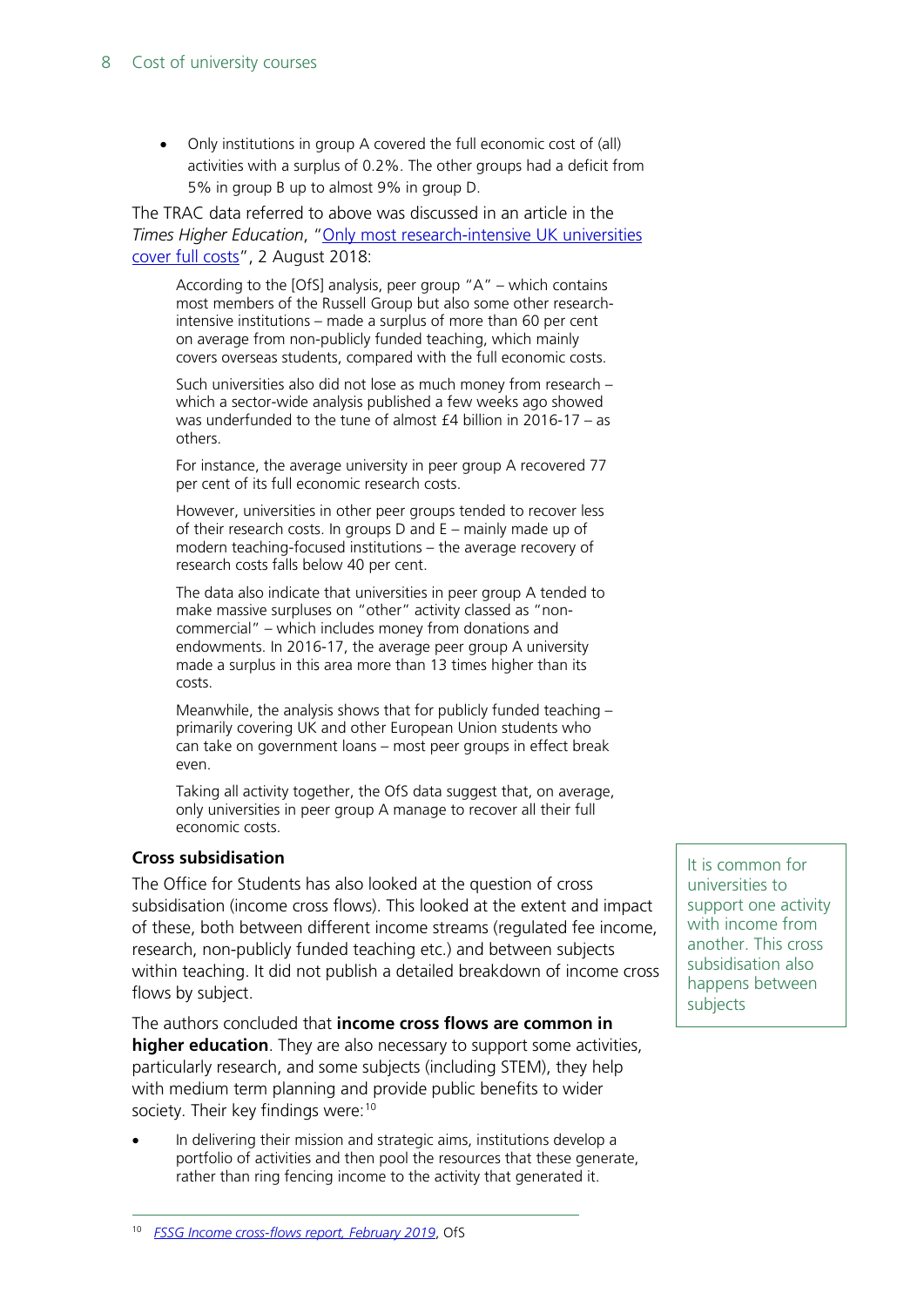- Only institutions in group A covered the full economic cost of (all) activities with a surplus of 0.2%. The other groups had a deficit from 5% in group B up to almost 9% in group D.

The TRAC data referred to above was discussed in an article in the *Times Higher Education*, "Only most research-intensive UK universities cover full costs", 2 August 2018:

> According to the [OfS] analysis, peer group "A" – which contains most members of the Russell Group but also some other research-intensive institutions – made a surplus of more than 60 per cent on average from non-publicly funded teaching, which mainly covers overseas students, compared with the full economic costs.
>
> Such universities also did not lose as much money from research – which a sector-wide analysis published a few weeks ago showed was underfunded to the tune of almost £4 billion in 2016-17 – as others.
>
> For instance, the average university in peer group A recovered 77 per cent of its full economic research costs.
>
> However, universities in other peer groups tended to recover less of their research costs. In groups D and E – mainly made up of modern teaching-focused institutions – the average recovery of research costs falls below 40 per cent.
>
> The data also indicate that universities in peer group A tended to make massive surpluses on "other" activity classed as "non-commercial" – which includes money from donations and endowments. In 2016-17, the average peer group A university made a surplus in this area more than 13 times higher than its costs.
>
> Meanwhile, the analysis shows that for publicly funded teaching – primarily covering UK and other European Union students who can take on government loans – most peer groups in effect break even.
>
> Taking all activity together, the OfS data suggest that, on average, only universities in peer group A manage to recover all their full economic costs.

### Cross subsidisation

It is common for universities to support one activity with income from another. This cross subsidisation also happens between subjects

The Office for Students has also looked at the question of cross subsidisation (income cross flows). This looked at the extent and impact of these, both between different income streams (regulated fee income, research, non-publicly funded teaching etc.) and between subjects within teaching. It did not publish a detailed breakdown of income cross flows by subject.

The authors concluded that **income cross flows are common in higher education**. They are also necessary to support some activities, particularly research, and some subjects (including STEM), they help with medium term planning and provide public benefits to wider society. Their key findings were:[10]

- In delivering their mission and strategic aims, institutions develop a portfolio of activities and then pool the resources that these generate, rather than ring fencing income to the activity that generated it.

---

[10] *FSSG Income cross-flows report, February 2019*, OfS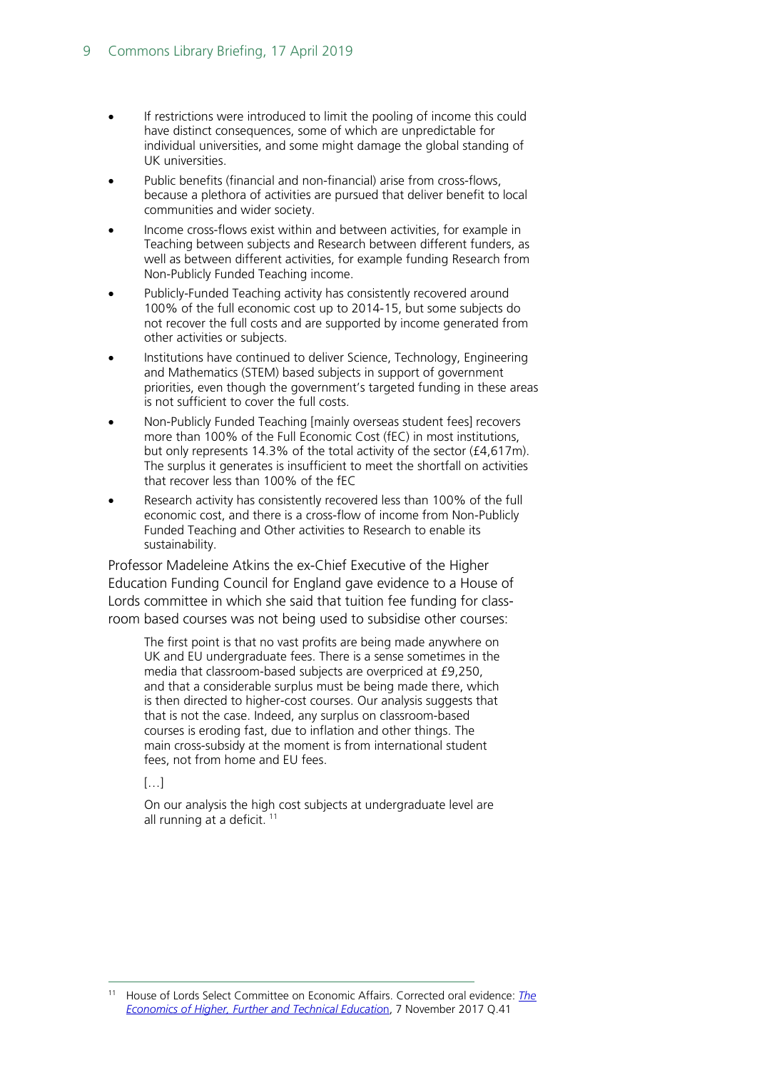- If restrictions were introduced to limit the pooling of income this could have distinct consequences, some of which are unpredictable for individual universities, and some might damage the global standing of UK universities.
- Public benefits (financial and non-financial) arise from cross-flows, because a plethora of activities are pursued that deliver benefit to local communities and wider society.
- Income cross-flows exist within and between activities, for example in Teaching between subjects and Research between different funders, as well as between different activities, for example funding Research from Non-Publicly Funded Teaching income.
- Publicly-Funded Teaching activity has consistently recovered around 100% of the full economic cost up to 2014-15, but some subjects do not recover the full costs and are supported by income generated from other activities or subjects.
- Institutions have continued to deliver Science, Technology, Engineering and Mathematics (STEM) based subjects in support of government priorities, even though the government's targeted funding in these areas is not sufficient to cover the full costs.
- Non-Publicly Funded Teaching [mainly overseas student fees] recovers more than 100% of the Full Economic Cost (fEC) in most institutions, but only represents 14.3% of the total activity of the sector (£4,617m). The surplus it generates is insufficient to meet the shortfall on activities that recover less than 100% of the fEC
- Research activity has consistently recovered less than 100% of the full economic cost, and there is a cross-flow of income from Non-Publicly Funded Teaching and Other activities to Research to enable its sustainability.

Professor Madeleine Atkins the ex-Chief Executive of the Higher Education Funding Council for England gave evidence to a House of Lords committee in which she said that tuition fee funding for class-room based courses was not being used to subsidise other courses:

> The first point is that no vast profits are being made anywhere on UK and EU undergraduate fees. There is a sense sometimes in the media that classroom-based subjects are overpriced at £9,250, and that a considerable surplus must be being made there, which is then directed to higher-cost courses. Our analysis suggests that that is not the case. Indeed, any surplus on classroom-based courses is eroding fast, due to inflation and other things. The main cross-subsidy at the moment is from international student fees, not from home and EU fees.
>
> […]
>
> On our analysis the high cost subjects at undergraduate level are all running at a deficit. [11]

---

[11] House of Lords Select Committee on Economic Affairs. Corrected oral evidence: *The Economics of Higher, Further and Technical Education*, 7 November 2017 Q.41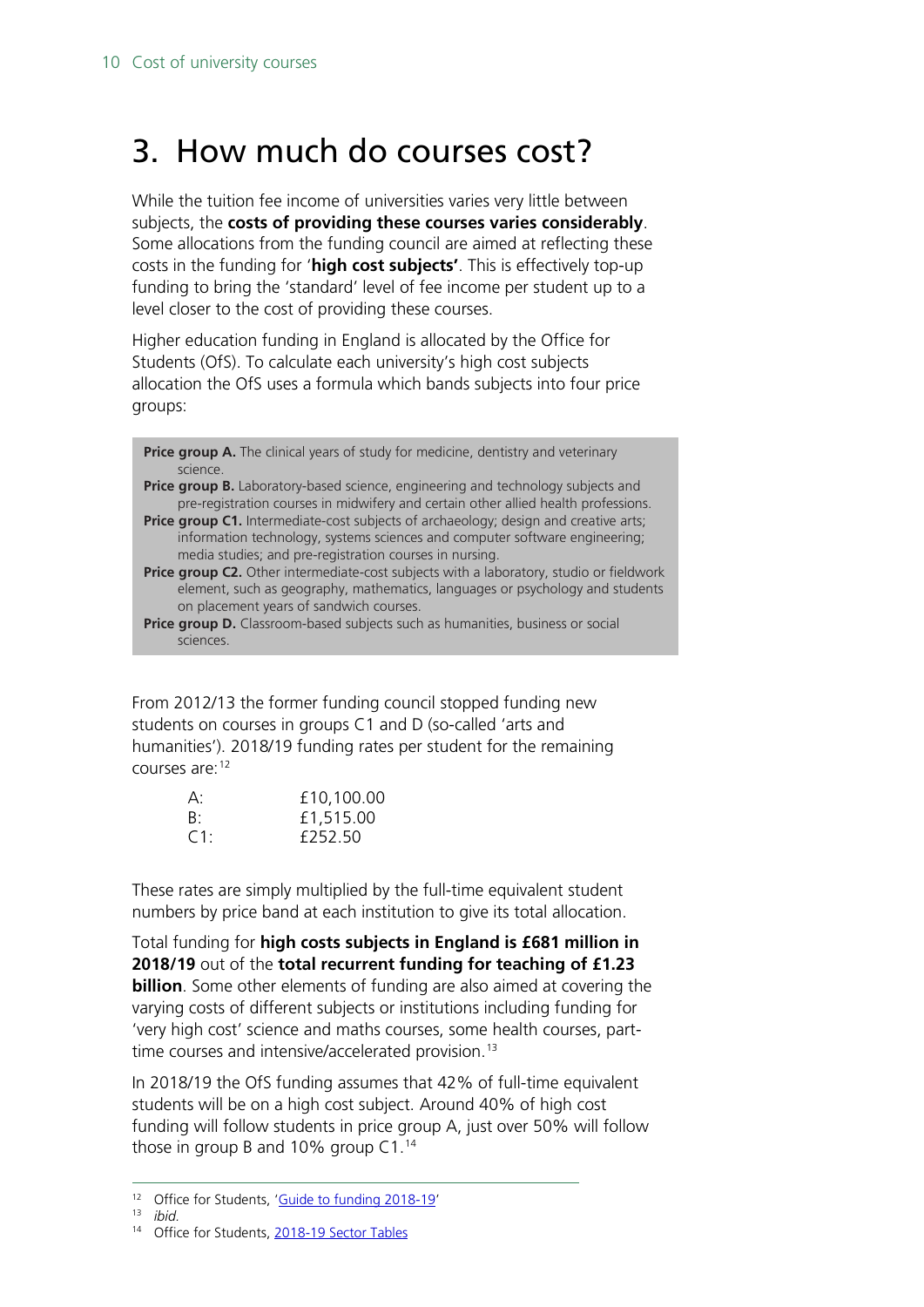# 3. How much do courses cost?

While the tuition fee income of universities varies very little between subjects, the **costs of providing these courses varies considerably**. Some allocations from the funding council are aimed at reflecting these costs in the funding for '**high cost subjects'**. This is effectively top-up funding to bring the 'standard' level of fee income per student up to a level closer to the cost of providing these courses.

Higher education funding in England is allocated by the Office for Students (OfS). To calculate each university's high cost subjects allocation the OfS uses a formula which bands subjects into four price groups:

**Price group A.** The clinical years of study for medicine, dentistry and veterinary science.
**Price group B.** Laboratory-based science, engineering and technology subjects and pre-registration courses in midwifery and certain other allied health professions.
**Price group C1.** Intermediate-cost subjects of archaeology; design and creative arts; information technology, systems sciences and computer software engineering; media studies; and pre-registration courses in nursing.
**Price group C2.** Other intermediate-cost subjects with a laboratory, studio or fieldwork element, such as geography, mathematics, languages or psychology and students on placement years of sandwich courses.
**Price group D.** Classroom-based subjects such as humanities, business or social sciences.

From 2012/13 the former funding council stopped funding new students on courses in groups C1 and D (so-called 'arts and humanities'). 2018/19 funding rates per student for the remaining courses are:[12]

| | |
|---|---|
| A: | £10,100.00 |
| B: | £1,515.00 |
| C1: | £252.50 |

These rates are simply multiplied by the full-time equivalent student numbers by price band at each institution to give its total allocation.

Total funding for **high costs subjects in England is £681 million in 2018/19** out of the **total recurrent funding for teaching of £1.23 billion**. Some other elements of funding are also aimed at covering the varying costs of different subjects or institutions including funding for 'very high cost' science and maths courses, some health courses, part-time courses and intensive/accelerated provision.[13]

In 2018/19 the OfS funding assumes that 42% of full-time equivalent students will be on a high cost subject. Around 40% of high cost funding will follow students in price group A, just over 50% will follow those in group B and 10% group C1.[14]

---

[12] Office for Students, 'Guide to funding 2018-19'
[13] *ibid.*
[14] Office for Students, 2018-19 Sector Tables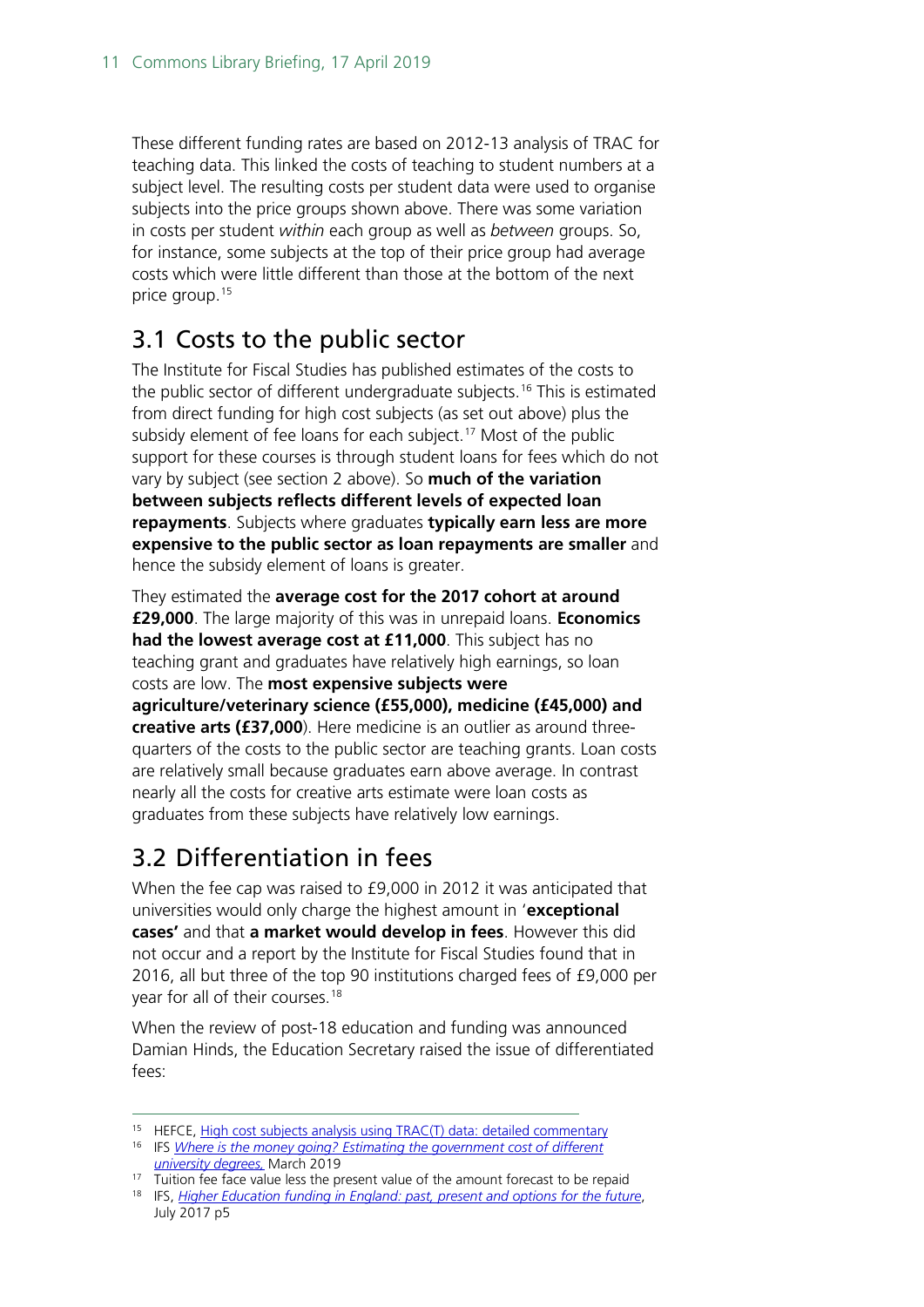These different funding rates are based on 2012-13 analysis of TRAC for teaching data. This linked the costs of teaching to student numbers at a subject level. The resulting costs per student data were used to organise subjects into the price groups shown above. There was some variation in costs per student *within* each group as well as *between* groups. So, for instance, some subjects at the top of their price group had average costs which were little different than those at the bottom of the next price group.[15]

## 3.1 Costs to the public sector

The Institute for Fiscal Studies has published estimates of the costs to the public sector of different undergraduate subjects.[16] This is estimated from direct funding for high cost subjects (as set out above) plus the subsidy element of fee loans for each subject.[17] Most of the public support for these courses is through student loans for fees which do not vary by subject (see section 2 above). So **much of the variation between subjects reflects different levels of expected loan repayments**. Subjects where graduates **typically earn less are more expensive to the public sector as loan repayments are smaller** and hence the subsidy element of loans is greater.

They estimated the **average cost for the 2017 cohort at around £29,000**. The large majority of this was in unrepaid loans. **Economics had the lowest average cost at £11,000**. This subject has no teaching grant and graduates have relatively high earnings, so loan costs are low. The **most expensive subjects were agriculture/veterinary science (£55,000), medicine (£45,000) and creative arts (£37,000**). Here medicine is an outlier as around three-quarters of the costs to the public sector are teaching grants. Loan costs are relatively small because graduates earn above average. In contrast nearly all the costs for creative arts estimate were loan costs as graduates from these subjects have relatively low earnings.

## 3.2 Differentiation in fees

When the fee cap was raised to £9,000 in 2012 it was anticipated that universities would only charge the highest amount in '**exceptional cases'** and that **a market would develop in fees**. However this did not occur and a report by the Institute for Fiscal Studies found that in 2016, all but three of the top 90 institutions charged fees of £9,000 per year for all of their courses.[18]

When the review of post-18 education and funding was announced Damian Hinds, the Education Secretary raised the issue of differentiated fees:

---

[15] HEFCE, High cost subjects analysis using TRAC(T) data: detailed commentary

[16] IFS *Where is the money going? Estimating the government cost of different university degrees,* March 2019

[17] Tuition fee face value less the present value of the amount forecast to be repaid

[18] IFS, *Higher Education funding in England: past, present and options for the future*, July 2017 p5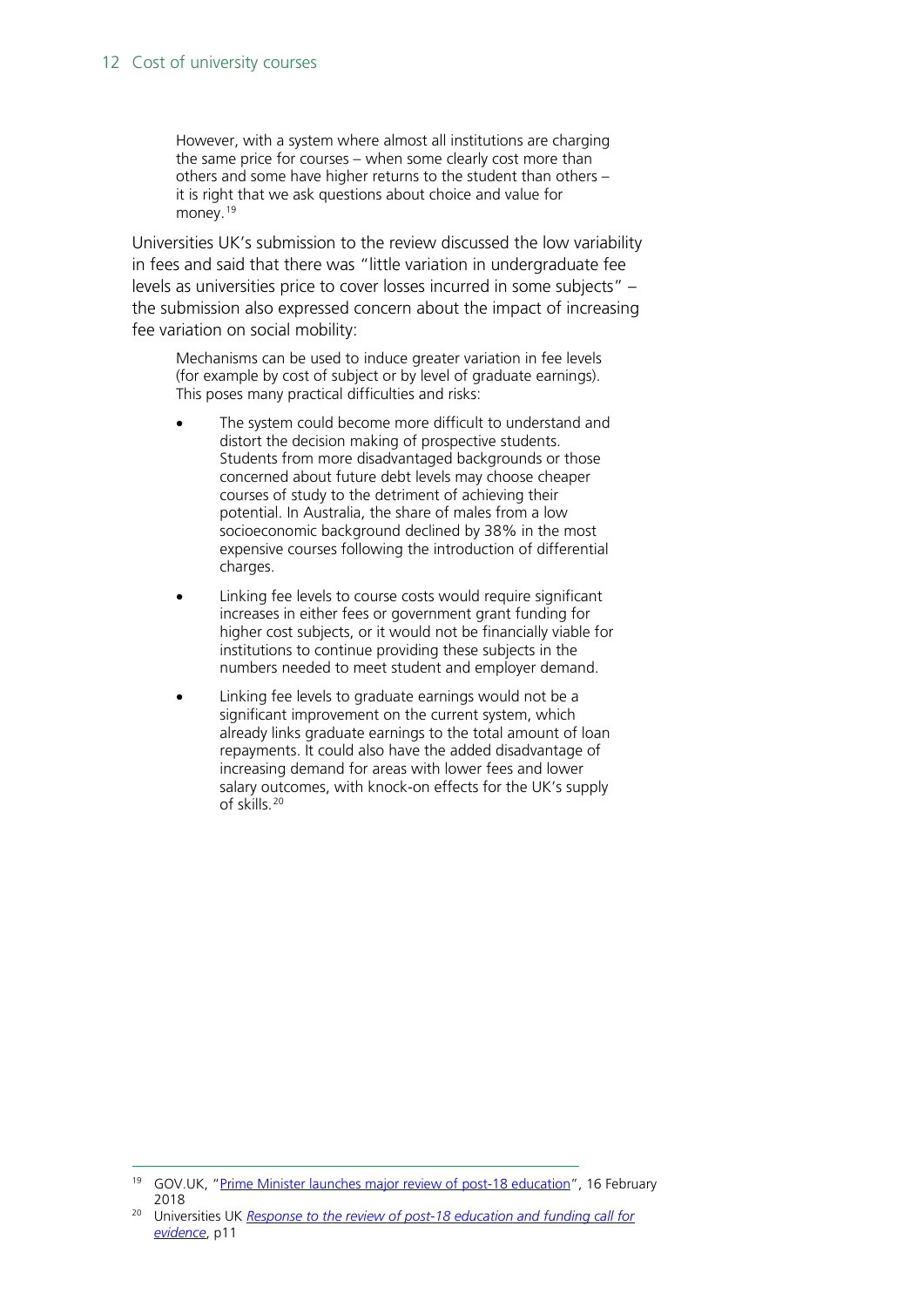> However, with a system where almost all institutions are charging the same price for courses – when some clearly cost more than others and some have higher returns to the student than others – it is right that we ask questions about choice and value for money.[19]

Universities UK's submission to the review discussed the low variability in fees and said that there was "little variation in undergraduate fee levels as universities price to cover losses incurred in some subjects" – the submission also expressed concern about the impact of increasing fee variation on social mobility:

> Mechanisms can be used to induce greater variation in fee levels (for example by cost of subject or by level of graduate earnings). This poses many practical difficulties and risks:
>
> - The system could become more difficult to understand and distort the decision making of prospective students. Students from more disadvantaged backgrounds or those concerned about future debt levels may choose cheaper courses of study to the detriment of achieving their potential. In Australia, the share of males from a low socioeconomic background declined by 38% in the most expensive courses following the introduction of differential charges.
> - Linking fee levels to course costs would require significant increases in either fees or government grant funding for higher cost subjects, or it would not be financially viable for institutions to continue providing these subjects in the numbers needed to meet student and employer demand.
> - Linking fee levels to graduate earnings would not be a significant improvement on the current system, which already links graduate earnings to the total amount of loan repayments. It could also have the added disadvantage of increasing demand for areas with lower fees and lower salary outcomes, with knock-on effects for the UK's supply of skills.[20]

---

[19] GOV.UK, "Prime Minister launches major review of post-18 education", 16 February 2018

[20] Universities UK *Response to the review of post-18 education and funding call for evidence*, p11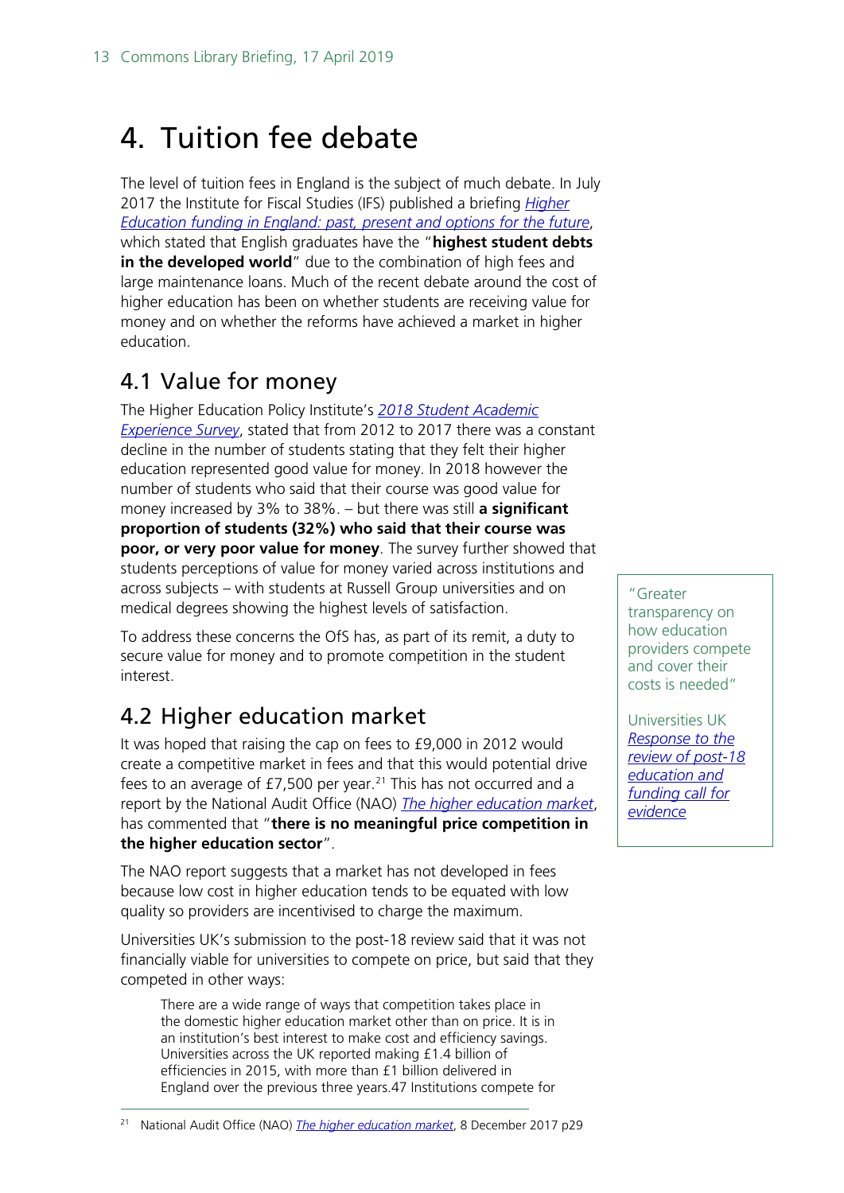# 4. Tuition fee debate

The level of tuition fees in England is the subject of much debate. In July 2017 the Institute for Fiscal Studies (IFS) published a briefing *Higher Education funding in England: past, present and options for the future*, which stated that English graduates have the "**highest student debts in the developed world**" due to the combination of high fees and large maintenance loans. Much of the recent debate around the cost of higher education has been on whether students are receiving value for money and on whether the reforms have achieved a market in higher education.

## 4.1 Value for money

The Higher Education Policy Institute's *2018 Student Academic Experience Survey*, stated that from 2012 to 2017 there was a constant decline in the number of students stating that they felt their higher education represented good value for money. In 2018 however the number of students who said that their course was good value for money increased by 3% to 38%. – but there was still **a significant proportion of students (32%) who said that their course was poor, or very poor value for money**. The survey further showed that students perceptions of value for money varied across institutions and across subjects – with students at Russell Group universities and on medical degrees showing the highest levels of satisfaction.

To address these concerns the OfS has, as part of its remit, a duty to secure value for money and to promote competition in the student interest.

## 4.2 Higher education market

> "Greater transparency on how education providers compete and cover their costs is needed"
>
> Universities UK *Response to the review of post-18 education and funding call for evidence*

It was hoped that raising the cap on fees to £9,000 in 2012 would create a competitive market in fees and that this would potential drive fees to an average of £7,500 per year.[21] This has not occurred and a report by the National Audit Office (NAO) *The higher education market*, has commented that "**there is no meaningful price competition in the higher education sector**".

The NAO report suggests that a market has not developed in fees because low cost in higher education tends to be equated with low quality so providers are incentivised to charge the maximum.

Universities UK's submission to the post-18 review said that it was not financially viable for universities to compete on price, but said that they competed in other ways:

> There are a wide range of ways that competition takes place in the domestic higher education market other than on price. It is in an institution's best interest to make cost and efficiency savings. Universities across the UK reported making £1.4 billion of efficiencies in 2015, with more than £1 billion delivered in England over the previous three years.47 Institutions compete for

[21] National Audit Office (NAO) *The higher education market*, 8 December 2017 p29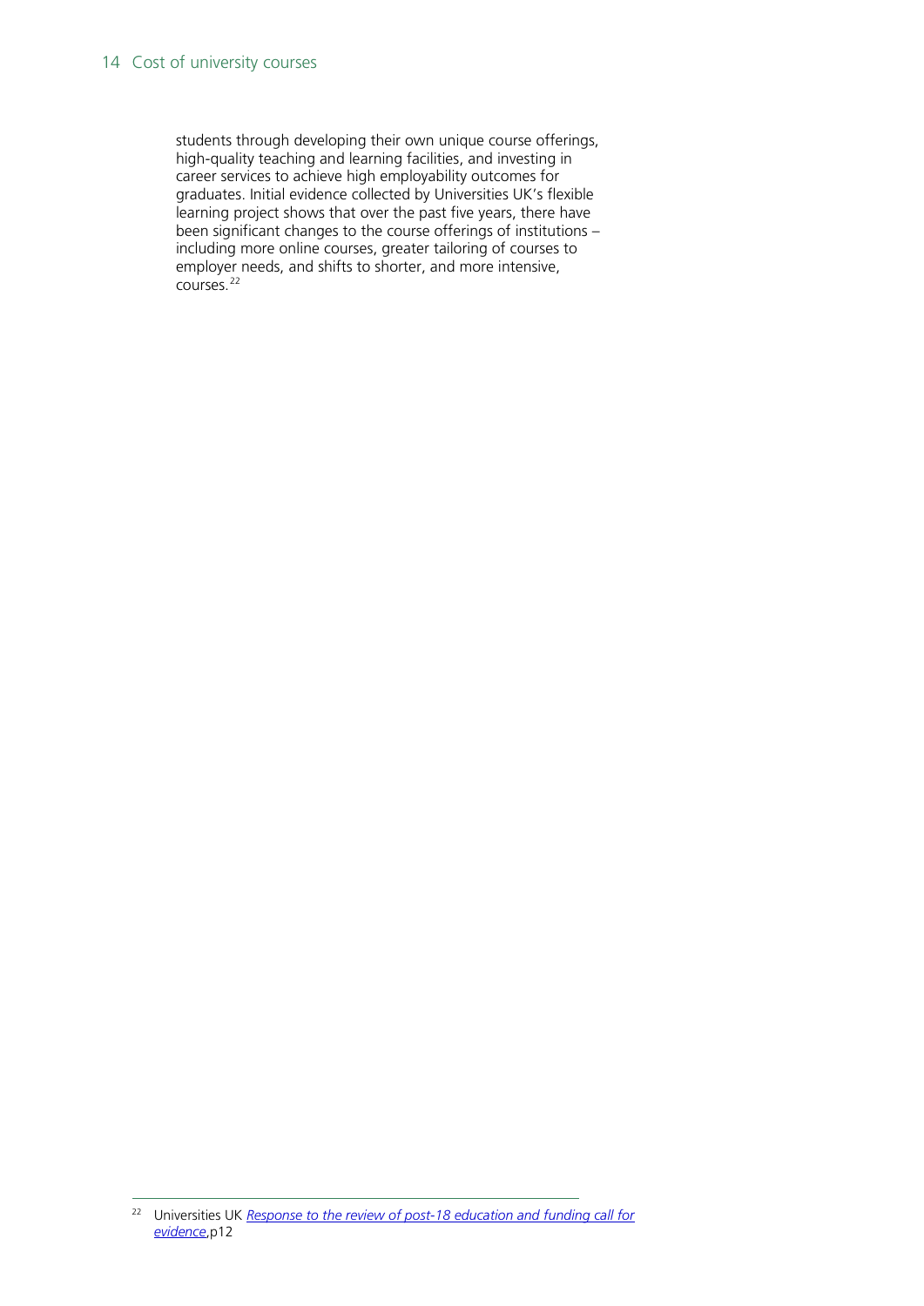students through developing their own unique course offerings, high-quality teaching and learning facilities, and investing in career services to achieve high employability outcomes for graduates. Initial evidence collected by Universities UK's flexible learning project shows that over the past five years, there have been significant changes to the course offerings of institutions – including more online courses, greater tailoring of courses to employer needs, and shifts to shorter, and more intensive, courses.[22]

---

[22] Universities UK *Response to the review of post-18 education and funding call for evidence*,p12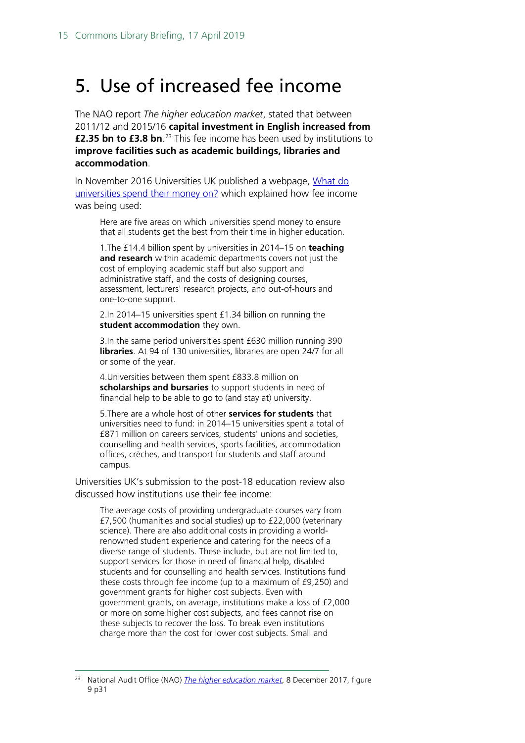# 5. Use of increased fee income

The NAO report *The higher education market*, stated that between 2011/12 and 2015/16 **capital investment in English increased from £2.35 bn to £3.8 bn**.[23] This fee income has been used by institutions to **improve facilities such as academic buildings, libraries and accommodation**.

In November 2016 Universities UK published a webpage, What do universities spend their money on? which explained how fee income was being used:

> Here are five areas on which universities spend money to ensure that all students get the best from their time in higher education.
>
> 1.The £14.4 billion spent by universities in 2014–15 on **teaching and research** within academic departments covers not just the cost of employing academic staff but also support and administrative staff, and the costs of designing courses, assessment, lecturers' research projects, and out-of-hours and one-to-one support.
>
> 2.In 2014–15 universities spent £1.34 billion on running the **student accommodation** they own.
>
> 3.In the same period universities spent £630 million running 390 **libraries**. At 94 of 130 universities, libraries are open 24/7 for all or some of the year.
>
> 4.Universities between them spent £833.8 million on **scholarships and bursaries** to support students in need of financial help to be able to go to (and stay at) university.
>
> 5.There are a whole host of other **services for students** that universities need to fund: in 2014–15 universities spent a total of £871 million on careers services, students' unions and societies, counselling and health services, sports facilities, accommodation offices, crèches, and transport for students and staff around campus.

Universities UK's submission to the post-18 education review also discussed how institutions use their fee income:

> The average costs of providing undergraduate courses vary from £7,500 (humanities and social studies) up to £22,000 (veterinary science). There are also additional costs in providing a world-renowned student experience and catering for the needs of a diverse range of students. These include, but are not limited to, support services for those in need of financial help, disabled students and for counselling and health services. Institutions fund these costs through fee income (up to a maximum of £9,250) and government grants for higher cost subjects. Even with government grants, on average, institutions make a loss of £2,000 or more on some higher cost subjects, and fees cannot rise on these subjects to recover the loss. To break even institutions charge more than the cost for lower cost subjects. Small and

[23] National Audit Office (NAO) *The higher education market*, 8 December 2017, figure 9 p31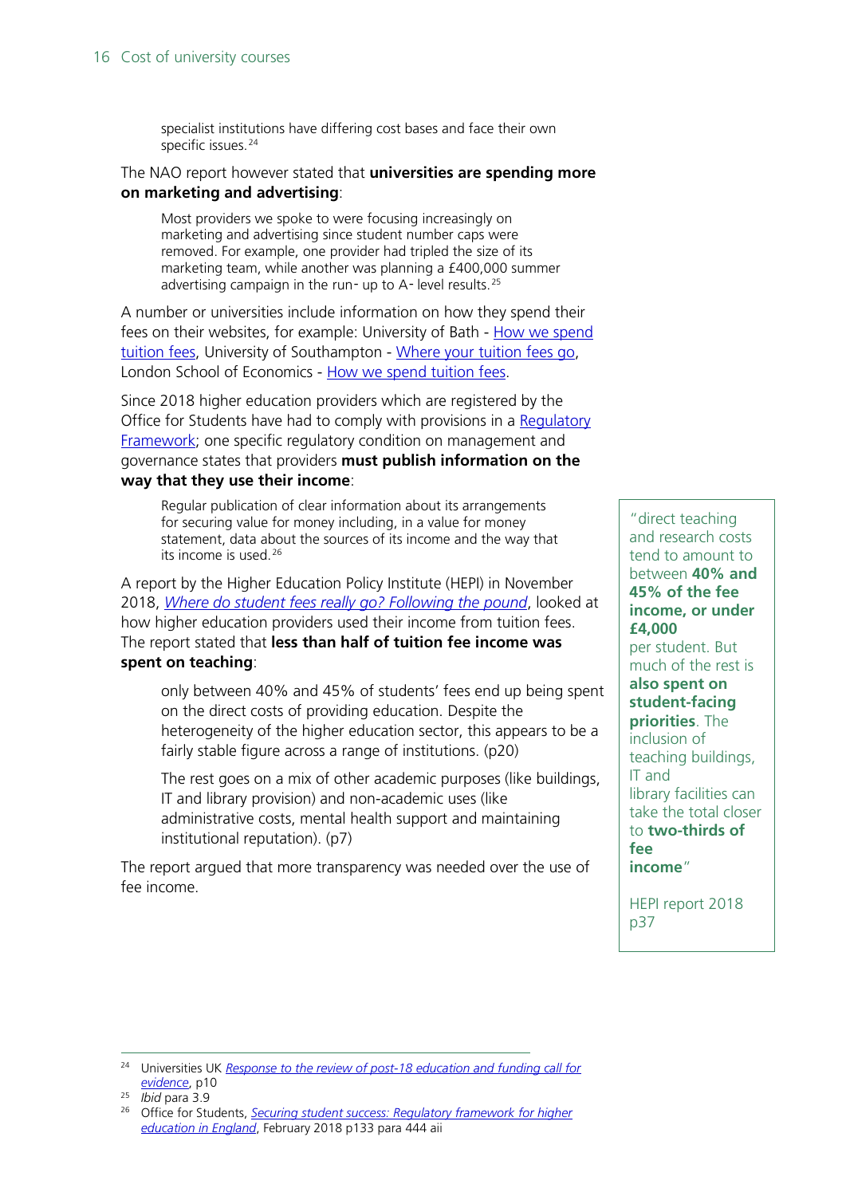> specialist institutions have differing cost bases and face their own specific issues.[24]

The NAO report however stated that **universities are spending more on marketing and advertising**:

> Most providers we spoke to were focusing increasingly on marketing and advertising since student number caps were removed. For example, one provider had tripled the size of its marketing team, while another was planning a £400,000 summer advertising campaign in the run-up to A-level results.[25]

A number or universities include information on how they spend their fees on their websites, for example: University of Bath - How we spend tuition fees, University of Southampton - Where your tuition fees go, London School of Economics - How we spend tuition fees.

Since 2018 higher education providers which are registered by the Office for Students have had to comply with provisions in a Regulatory Framework; one specific regulatory condition on management and governance states that providers **must publish information on the way that they use their income**:

> Regular publication of clear information about its arrangements for securing value for money including, in a value for money statement, data about the sources of its income and the way that its income is used.[26]

A report by the Higher Education Policy Institute (HEPI) in November 2018, *Where do student fees really go? Following the pound*, looked at how higher education providers used their income from tuition fees. The report stated that **less than half of tuition fee income was spent on teaching**:

> only between 40% and 45% of students' fees end up being spent on the direct costs of providing education. Despite the heterogeneity of the higher education sector, this appears to be a fairly stable figure across a range of institutions. (p20)
>
> The rest goes on a mix of other academic purposes (like buildings, IT and library provision) and non-academic uses (like administrative costs, mental health support and maintaining institutional reputation). (p7)

The report argued that more transparency was needed over the use of fee income.

> "direct teaching and research costs tend to amount to between **40% and 45% of the fee income, or under £4,000** per student. But much of the rest is **also spent on student-facing priorities**. The inclusion of teaching buildings, IT and library facilities can take the total closer to **two-thirds of fee income**"
>
> HEPI report 2018 p37

---

[24] Universities UK *Response to the review of post-18 education and funding call for evidence*, p10

[25] *Ibid* para 3.9

[26] Office for Students, *Securing student success: Regulatory framework for higher education in England*, February 2018 p133 para 444 aii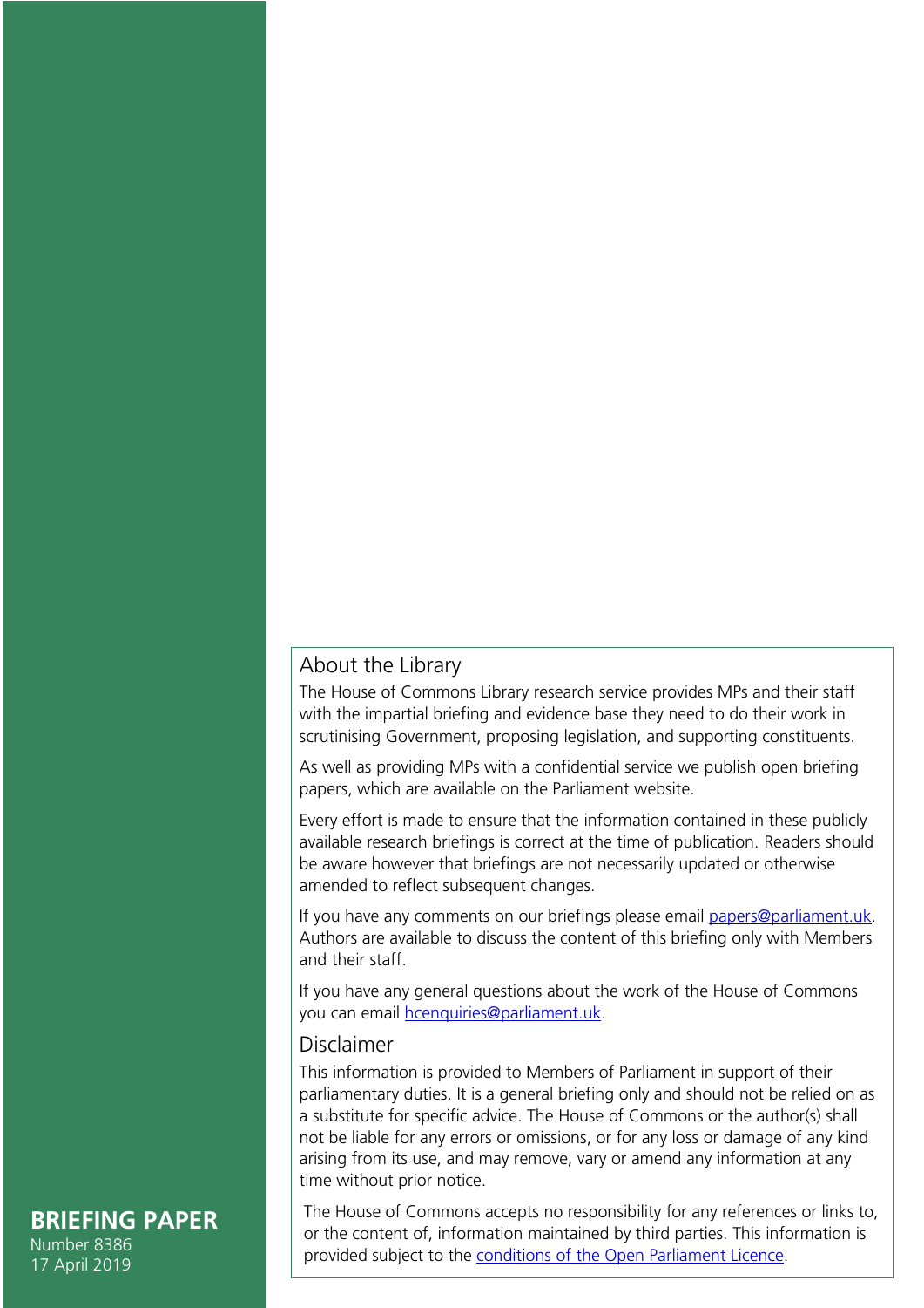## About the Library

The House of Commons Library research service provides MPs and their staff with the impartial briefing and evidence base they need to do their work in scrutinising Government, proposing legislation, and supporting constituents.

As well as providing MPs with a confidential service we publish open briefing papers, which are available on the Parliament website.

Every effort is made to ensure that the information contained in these publicly available research briefings is correct at the time of publication. Readers should be aware however that briefings are not necessarily updated or otherwise amended to reflect subsequent changes.

If you have any comments on our briefings please email papers@parliament.uk. Authors are available to discuss the content of this briefing only with Members and their staff.

If you have any general questions about the work of the House of Commons you can email hcenquiries@parliament.uk.

## Disclaimer

This information is provided to Members of Parliament in support of their parliamentary duties. It is a general briefing only and should not be relied on as a substitute for specific advice. The House of Commons or the author(s) shall not be liable for any errors or omissions, or for any loss or damage of any kind arising from its use, and may remove, vary or amend any information at any time without prior notice.

The House of Commons accepts no responsibility for any references or links to, or the content of, information maintained by third parties. This information is provided subject to the conditions of the Open Parliament Licence.

**BRIEFING PAPER**
Number 8386
17 April 2019